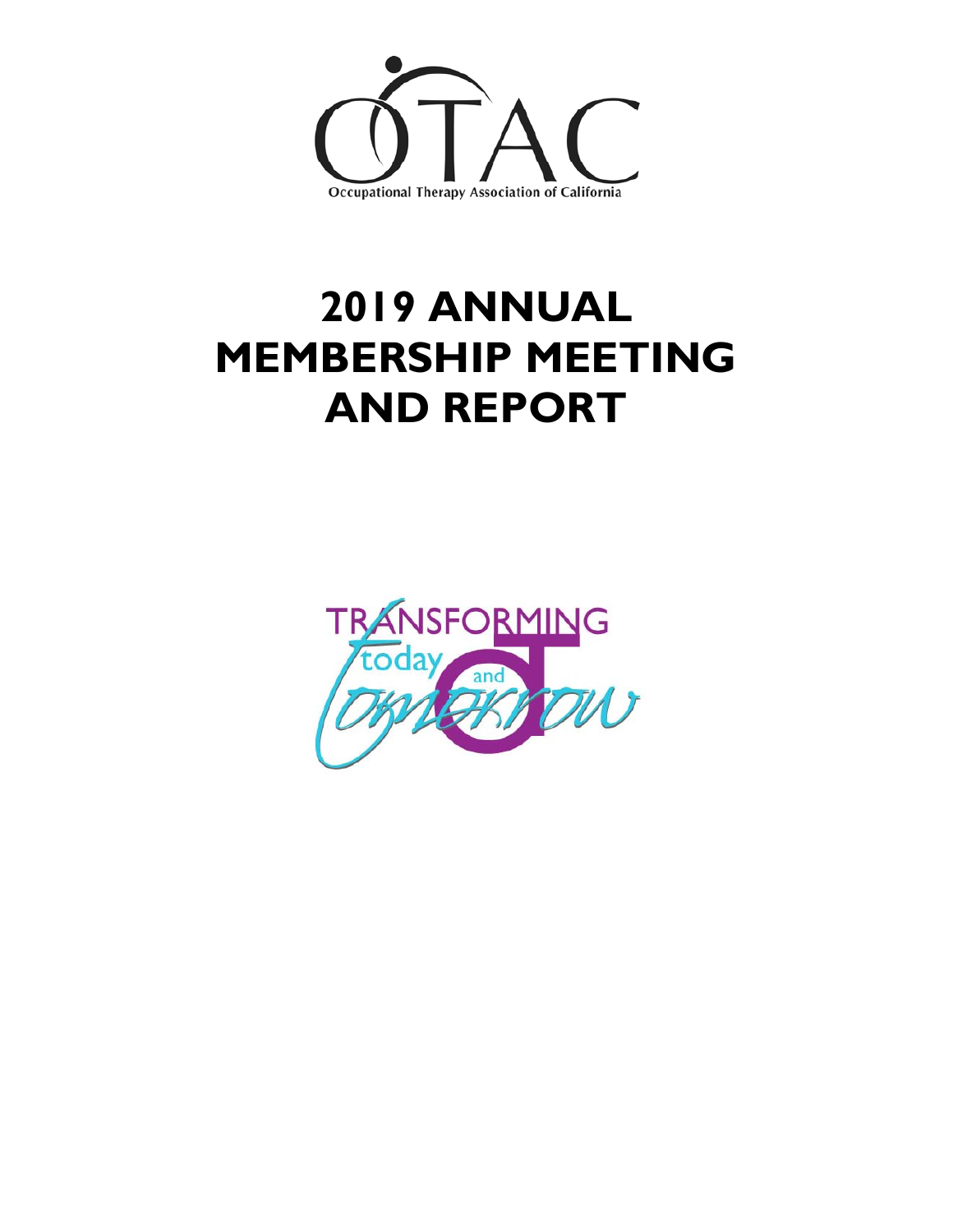OTAC

Occupational Therapy Association of California

# 2019 ANNUAL MEMBERSHIP MEETING AND REPORT

TRANSFORMING today and tomorrow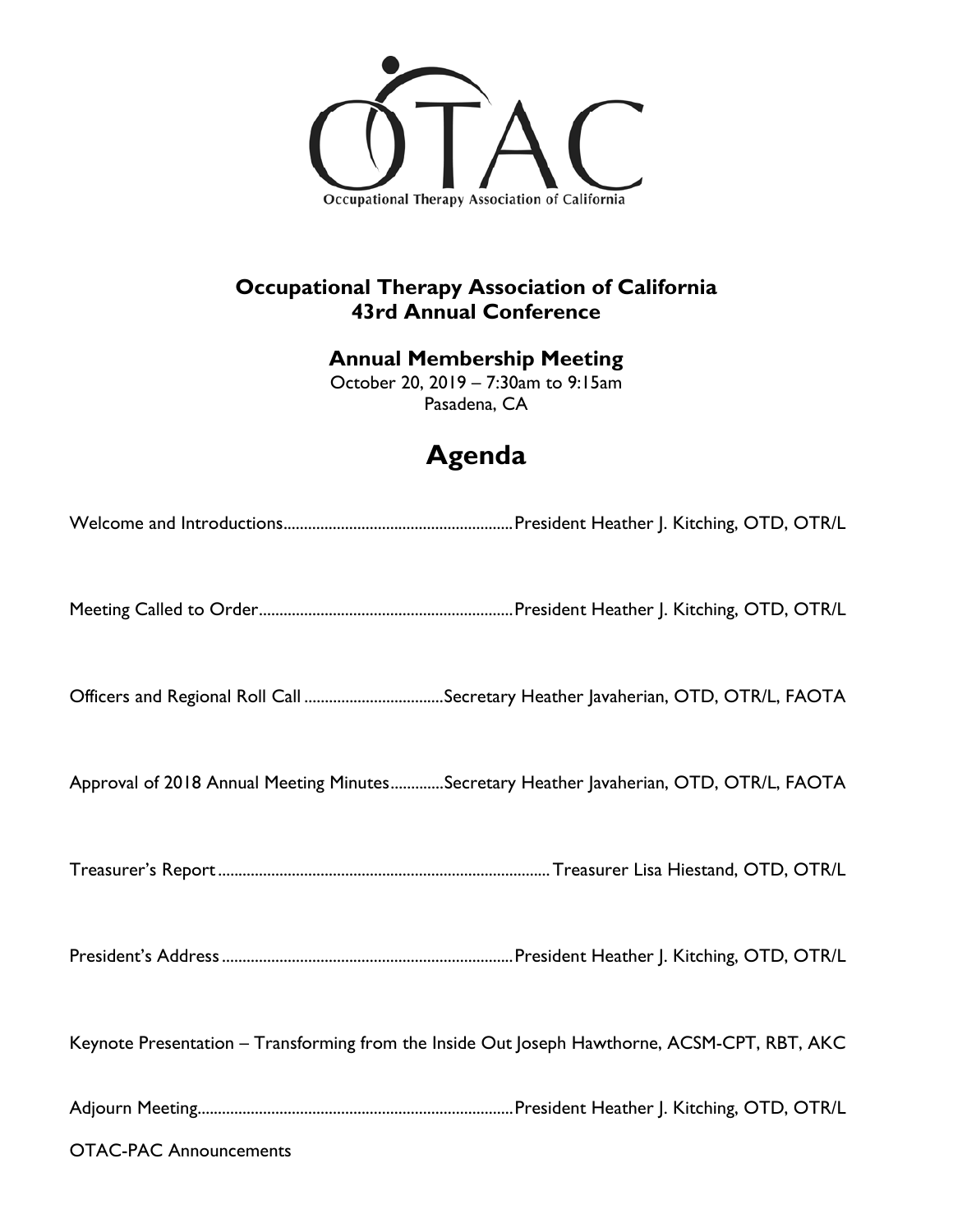OTAC

Occupational Therapy Association of California

**Occupational Therapy Association of California**
**43rd Annual Conference**

**Annual Membership Meeting**
October 20, 2019 – 7:30am to 9:15am
Pasadena, CA

# Agenda

Welcome and Introductions........................................................President Heather J. Kitching, OTD, OTR/L

Meeting Called to Order.............................................................President Heather J. Kitching, OTD, OTR/L

Officers and Regional Roll Call ..................................Secretary Heather Javaherian, OTD, OTR/L, FAOTA

Approval of 2018 Annual Meeting Minutes.............Secretary Heather Javaherian, OTD, OTR/L, FAOTA

Treasurer's Report.................................................................................Treasurer Lisa Hiestand, OTD, OTR/L

President's Address.......................................................................President Heather J. Kitching, OTD, OTR/L

Keynote Presentation – Transforming from the Inside Out Joseph Hawthorne, ACSM-CPT, RBT, AKC

Adjourn Meeting.............................................................................President Heather J. Kitching, OTD, OTR/L

OTAC-PAC Announcements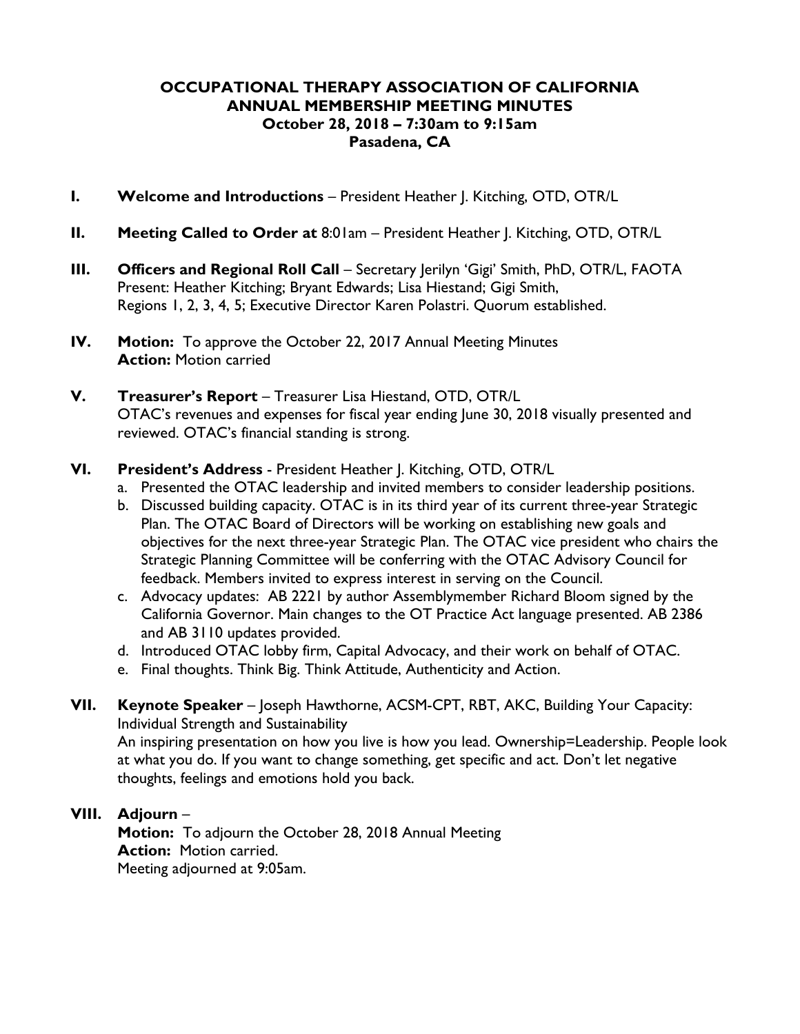# OCCUPATIONAL THERAPY ASSOCIATION OF CALIFORNIA
## ANNUAL MEMBERSHIP MEETING MINUTES
### October 28, 2018 – 7:30am to 9:15am
### Pasadena, CA

**I. Welcome and Introductions** – President Heather J. Kitching, OTD, OTR/L

**II. Meeting Called to Order at** 8:01am – President Heather J. Kitching, OTD, OTR/L

**III. Officers and Regional Roll Call** – Secretary Jerilyn 'Gigi' Smith, PhD, OTR/L, FAOTA
Present: Heather Kitching; Bryant Edwards; Lisa Hiestand; Gigi Smith, Regions 1, 2, 3, 4, 5; Executive Director Karen Polastri. Quorum established.

**IV. Motion:** To approve the October 22, 2017 Annual Meeting Minutes
**Action:** Motion carried

**V. Treasurer's Report** – Treasurer Lisa Hiestand, OTD, OTR/L
OTAC's revenues and expenses for fiscal year ending June 30, 2018 visually presented and reviewed. OTAC's financial standing is strong.

**VI. President's Address** - President Heather J. Kitching, OTD, OTR/L

a. Presented the OTAC leadership and invited members to consider leadership positions.
b. Discussed building capacity. OTAC is in its third year of its current three-year Strategic Plan. The OTAC Board of Directors will be working on establishing new goals and objectives for the next three-year Strategic Plan. The OTAC vice president who chairs the Strategic Planning Committee will be conferring with the OTAC Advisory Council for feedback. Members invited to express interest in serving on the Council.
c. Advocacy updates: AB 2221 by author Assemblymember Richard Bloom signed by the California Governor. Main changes to the OT Practice Act language presented. AB 2386 and AB 3110 updates provided.
d. Introduced OTAC lobby firm, Capital Advocacy, and their work on behalf of OTAC.
e. Final thoughts. Think Big. Think Attitude, Authenticity and Action.

**VII. Keynote Speaker** – Joseph Hawthorne, ACSM-CPT, RBT, AKC, Building Your Capacity: Individual Strength and Sustainability
An inspiring presentation on how you live is how you lead. Ownership=Leadership. People look at what you do. If you want to change something, get specific and act. Don't let negative thoughts, feelings and emotions hold you back.

**VIII. Adjourn** –
**Motion:** To adjourn the October 28, 2018 Annual Meeting
**Action:** Motion carried.
Meeting adjourned at 9:05am.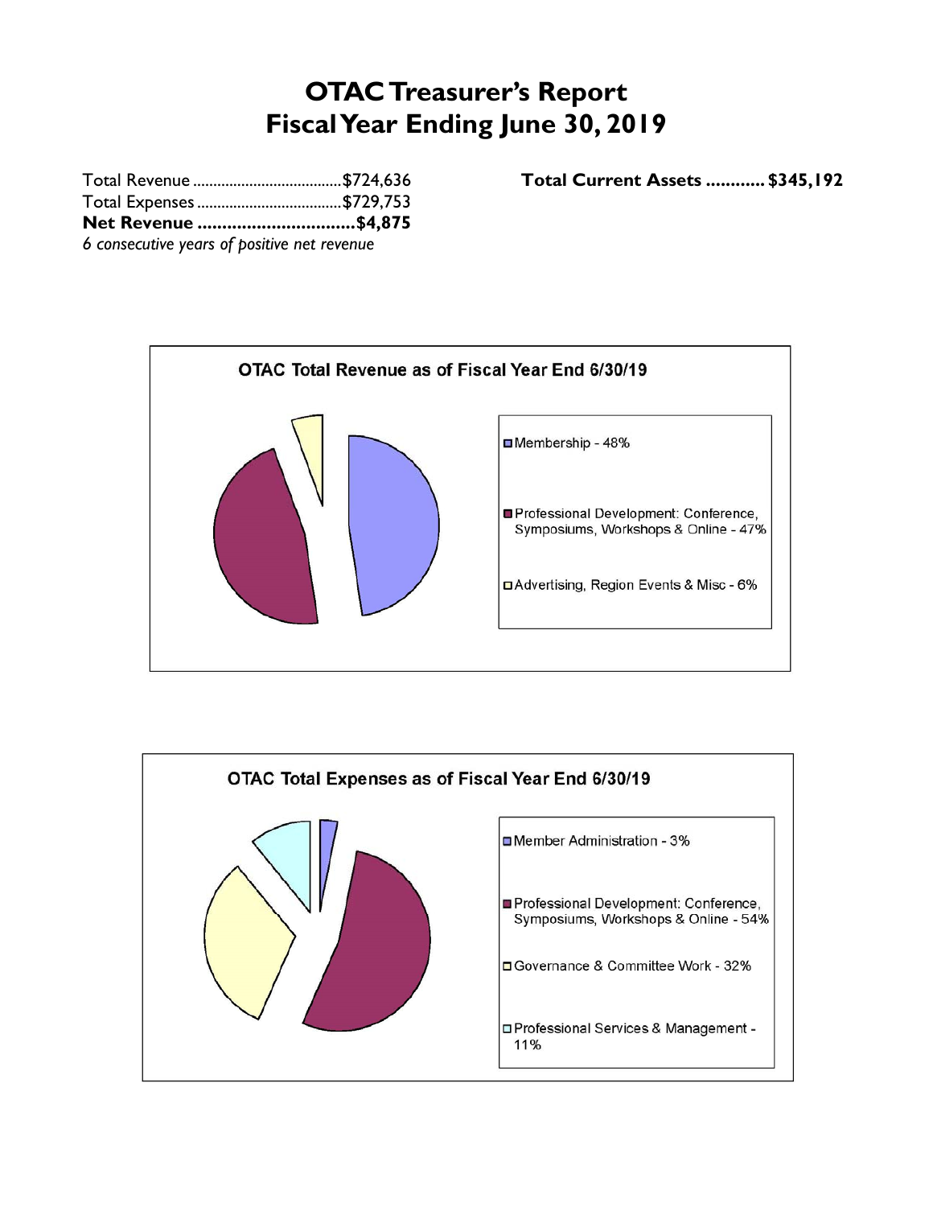# OTAC Treasurer's Report
# Fiscal Year Ending June 30, 2019

Total Revenue .................................... $724,636
Total Expenses .................................... $729,753
**Net Revenue ................................ $4,875**
*6 consecutive years of positive net revenue*

**Total Current Assets ............ $345,192**

**OTAC Total Revenue as of Fiscal Year End 6/30/19**

- Membership - 48%
- Professional Development: Conference, Symposiums, Workshops & Online - 47%
- Advertising, Region Events & Misc - 6%

**OTAC Total Expenses as of Fiscal Year End 6/30/19**

- Member Administration - 3%
- Professional Development: Conference, Symposiums, Workshops & Online - 54%
- Governance & Committee Work - 32%
- Professional Services & Management - 11%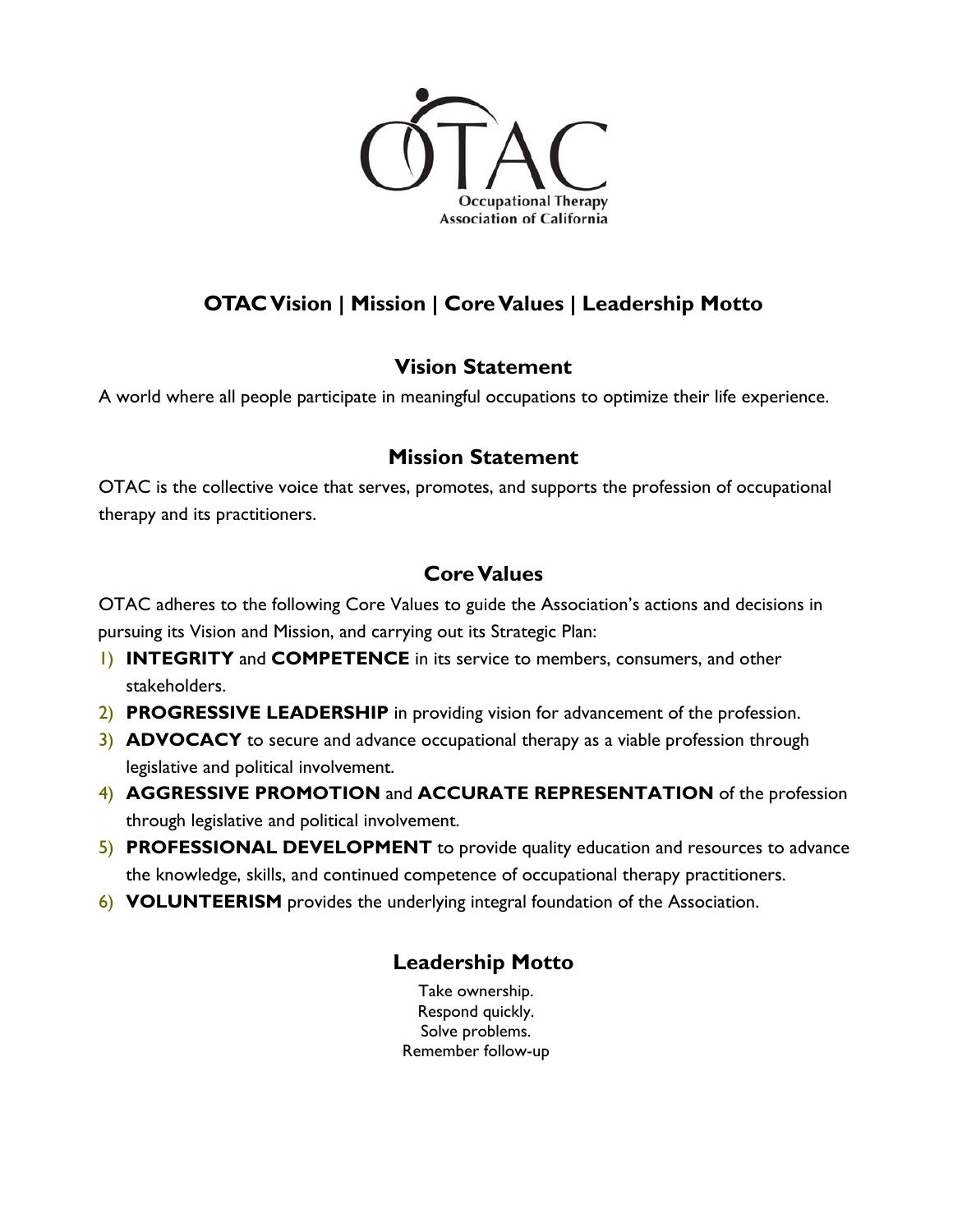OTAC

Occupational Therapy Association of California

# OTAC Vision | Mission | Core Values | Leadership Motto

## Vision Statement

A world where all people participate in meaningful occupations to optimize their life experience.

## Mission Statement

OTAC is the collective voice that serves, promotes, and supports the profession of occupational therapy and its practitioners.

## Core Values

OTAC adheres to the following Core Values to guide the Association's actions and decisions in pursuing its Vision and Mission, and carrying out its Strategic Plan:

1) **INTEGRITY** and **COMPETENCE** in its service to members, consumers, and other stakeholders.
2) **PROGRESSIVE LEADERSHIP** in providing vision for advancement of the profession.
3) **ADVOCACY** to secure and advance occupational therapy as a viable profession through legislative and political involvement.
4) **AGGRESSIVE PROMOTION** and **ACCURATE REPRESENTATION** of the profession through legislative and political involvement.
5) **PROFESSIONAL DEVELOPMENT** to provide quality education and resources to advance the knowledge, skills, and continued competence of occupational therapy practitioners.
6) **VOLUNTEERISM** provides the underlying integral foundation of the Association.

## Leadership Motto

Take ownership.
Respond quickly.
Solve problems.
Remember follow-up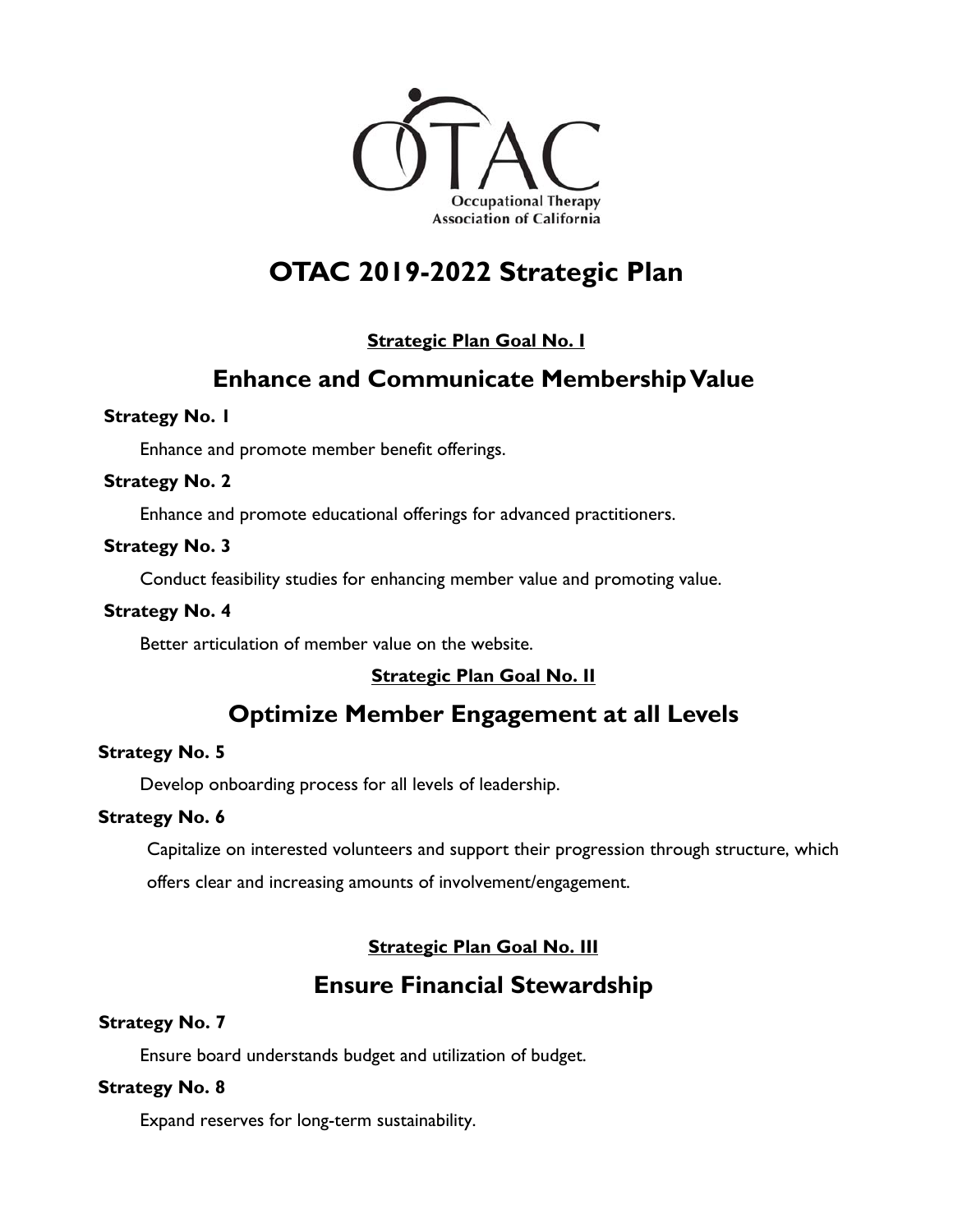Occupational Therapy Association of California

# OTAC 2019-2022 Strategic Plan

**Strategic Plan Goal No. I**

## Enhance and Communicate Membership Value

**Strategy No. 1**

Enhance and promote member benefit offerings.

**Strategy No. 2**

Enhance and promote educational offerings for advanced practitioners.

**Strategy No. 3**

Conduct feasibility studies for enhancing member value and promoting value.

**Strategy No. 4**

Better articulation of member value on the website.

**Strategic Plan Goal No. II**

## Optimize Member Engagement at all Levels

**Strategy No. 5**

Develop onboarding process for all levels of leadership.

**Strategy No. 6**

Capitalize on interested volunteers and support their progression through structure, which offers clear and increasing amounts of involvement/engagement.

**Strategic Plan Goal No. III**

## Ensure Financial Stewardship

**Strategy No. 7**

Ensure board understands budget and utilization of budget.

**Strategy No. 8**

Expand reserves for long-term sustainability.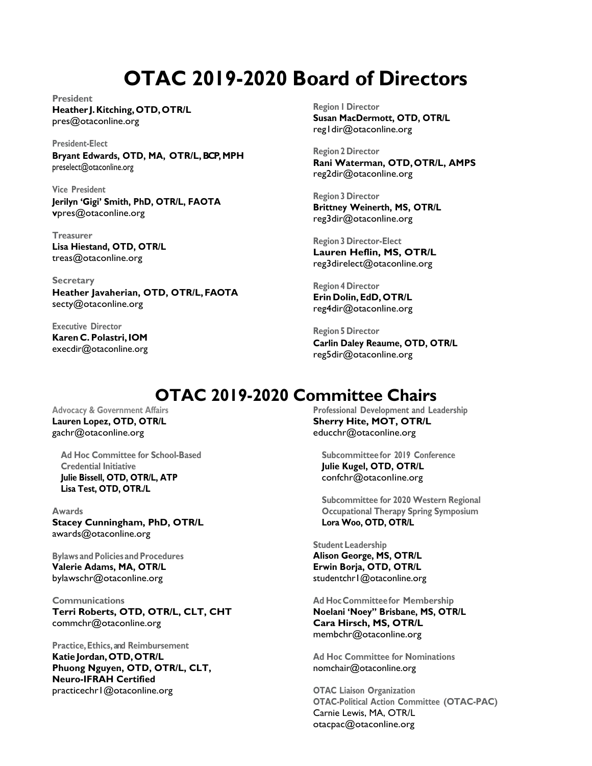# OTAC 2019-2020 Board of Directors

**President**
**Heather J. Kitching, OTD, OTR/L**
pres@otaconline.org

**President-Elect**
**Bryant Edwards, OTD, MA, OTR/L, BCP, MPH**
preselect@otaconline.org

**Vice President**
**Jerilyn 'Gigi' Smith, PhD, OTR/L, FAOTA**
vpres@otaconline.org

**Treasurer**
**Lisa Hiestand, OTD, OTR/L**
treas@otaconline.org

**Secretary**
**Heather Javaherian, OTD, OTR/L, FAOTA**
secty@otaconline.org

**Executive Director**
**Karen C. Polastri, IOM**
execdir@otaconline.org

**Region 1 Director**
**Susan MacDermott, OTD, OTR/L**
reg1dir@otaconline.org

**Region 2 Director**
**Rani Waterman, OTD, OTR/L, AMPS**
reg2dir@otaconline.org

**Region 3 Director**
**Brittney Weinerth, MS, OTR/L**
reg3dir@otaconline.org

**Region 3 Director-Elect**
**Lauren Heflin, MS, OTR/L**
reg3direlect@otaconline.org

**Region 4 Director**
**Erin Dolin, EdD, OTR/L**
reg4dir@otaconline.org

**Region 5 Director**
**Carlin Daley Reaume, OTD, OTR/L**
reg5dir@otaconline.org

# OTAC 2019-2020 Committee Chairs

**Advocacy & Government Affairs**
**Lauren Lopez, OTD, OTR/L**
gachr@otaconline.org

**Ad Hoc Committee for School-Based Credential Initiative**
**Julie Bissell, OTD, OTR/L, ATP**
**Lisa Test, OTD, OTR./L**

**Awards**
**Stacey Cunningham, PhD, OTR/L**
awards@otaconline.org

**Bylaws and Policies and Procedures**
**Valerie Adams, MA, OTR/L**
bylawschr@otaconline.org

**Communications**
**Terri Roberts, OTD, OTR/L, CLT, CHT**
commchr@otaconline.org

**Practice, Ethics, and Reimbursement**
**Katie Jordan, OTD, OTR/L**
**Phuong Nguyen, OTD, OTR/L, CLT, Neuro-IFRAH Certified**
practicechr1@otaconline.org

**Professional Development and Leadership**
**Sherry Hite, MOT, OTR/L**
educchr@otaconline.org

**Subcommittee for 2019 Conference**
**Julie Kugel, OTD, OTR/L**
confchr@otaconline.org

**Subcommittee for 2020 Western Regional Occupational Therapy Spring Symposium**
**Lora Woo, OTD, OTR/L**

**Student Leadership**
**Alison George, MS, OTR/L**
**Erwin Borja, OTD, OTR/L**
studentchr1@otaconline.org

**Ad Hoc Committee for Membership**
**Noelani 'Noey" Brisbane, MS, OTR/L**
**Cara Hirsch, MS, OTR/L**
membchr@otaconline.org

**Ad Hoc Committee for Nominations**
nomchair@otaconline.org

**OTAC Liaison Organization**
**OTAC-Political Action Committee (OTAC-PAC)**
Carnie Lewis, MA, OTR/L
otacpac@otaconline.org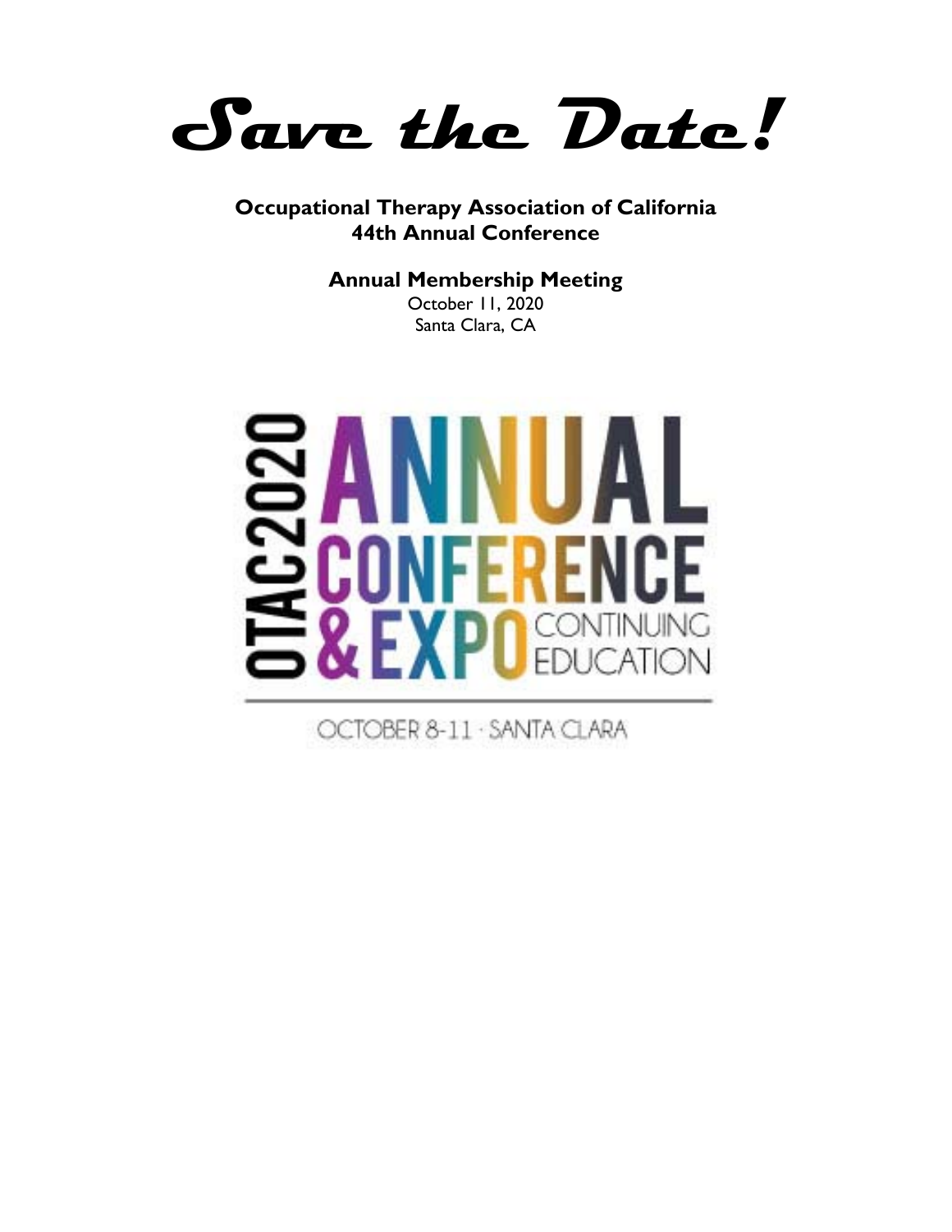# *Save the Date!*

**Occupational Therapy Association of California**
**44th Annual Conference**

**Annual Membership Meeting**
October 11, 2020
Santa Clara, CA

OTAC2020 ANNUAL CONFERENCE & EXPO CONTINUING EDUCATION

OCTOBER 8-11 · SANTA CLARA